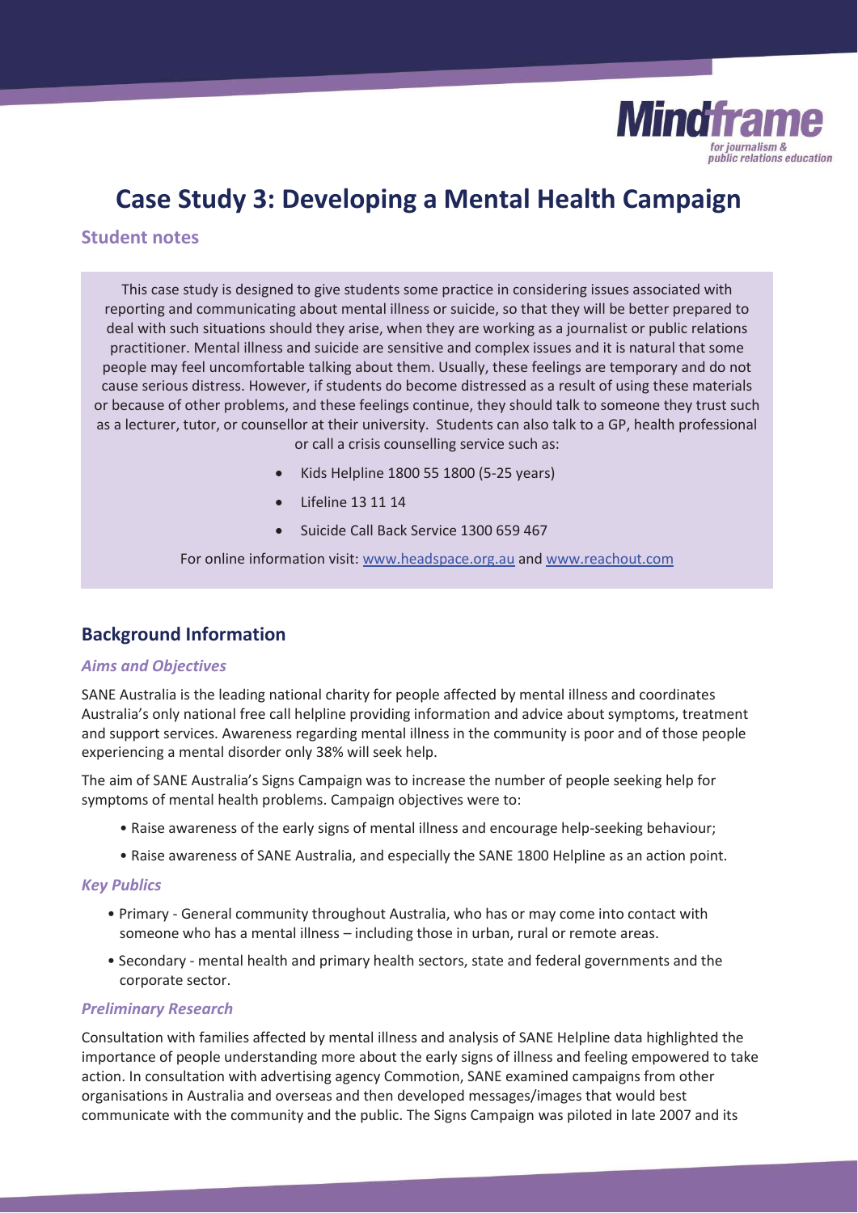Mindframe
for journalism & public relations education

# Case Study 3: Developing a Mental Health Campaign

## Student notes

This case study is designed to give students some practice in considering issues associated with reporting and communicating about mental illness or suicide, so that they will be better prepared to deal with such situations should they arise, when they are working as a journalist or public relations practitioner. Mental illness and suicide are sensitive and complex issues and it is natural that some people may feel uncomfortable talking about them. Usually, these feelings are temporary and do not cause serious distress. However, if students do become distressed as a result of using these materials or because of other problems, and these feelings continue, they should talk to someone they trust such as a lecturer, tutor, or counsellor at their university. Students can also talk to a GP, health professional or call a crisis counselling service such as:

- Kids Helpline 1800 55 1800 (5-25 years)
- Lifeline 13 11 14
- Suicide Call Back Service 1300 659 467

For online information visit: www.headspace.org.au and www.reachout.com

## Background Information

### *Aims and Objectives*

SANE Australia is the leading national charity for people affected by mental illness and coordinates Australia's only national free call helpline providing information and advice about symptoms, treatment and support services. Awareness regarding mental illness in the community is poor and of those people experiencing a mental disorder only 38% will seek help.

The aim of SANE Australia's Signs Campaign was to increase the number of people seeking help for symptoms of mental health problems. Campaign objectives were to:

- Raise awareness of the early signs of mental illness and encourage help-seeking behaviour;
- Raise awareness of SANE Australia, and especially the SANE 1800 Helpline as an action point.

### *Key Publics*

- Primary - General community throughout Australia, who has or may come into contact with someone who has a mental illness – including those in urban, rural or remote areas.
- Secondary - mental health and primary health sectors, state and federal governments and the corporate sector.

### *Preliminary Research*

Consultation with families affected by mental illness and analysis of SANE Helpline data highlighted the importance of people understanding more about the early signs of illness and feeling empowered to take action. In consultation with advertising agency Commotion, SANE examined campaigns from other organisations in Australia and overseas and then developed messages/images that would best communicate with the community and the public. The Signs Campaign was piloted in late 2007 and its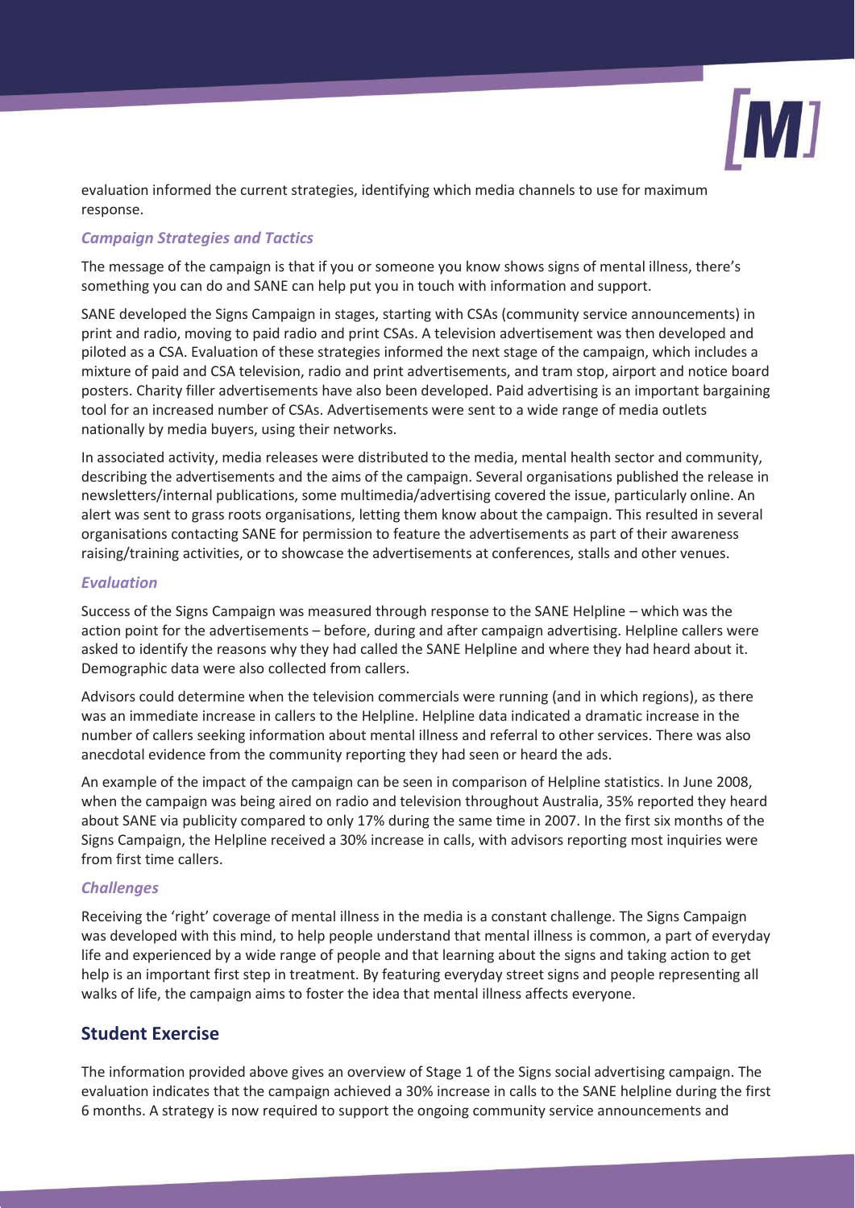evaluation informed the current strategies, identifying which media channels to use for maximum response.

### *Campaign Strategies and Tactics*

The message of the campaign is that if you or someone you know shows signs of mental illness, there's something you can do and SANE can help put you in touch with information and support.

SANE developed the Signs Campaign in stages, starting with CSAs (community service announcements) in print and radio, moving to paid radio and print CSAs. A television advertisement was then developed and piloted as a CSA. Evaluation of these strategies informed the next stage of the campaign, which includes a mixture of paid and CSA television, radio and print advertisements, and tram stop, airport and notice board posters. Charity filler advertisements have also been developed. Paid advertising is an important bargaining tool for an increased number of CSAs. Advertisements were sent to a wide range of media outlets nationally by media buyers, using their networks.

In associated activity, media releases were distributed to the media, mental health sector and community, describing the advertisements and the aims of the campaign. Several organisations published the release in newsletters/internal publications, some multimedia/advertising covered the issue, particularly online. An alert was sent to grass roots organisations, letting them know about the campaign. This resulted in several organisations contacting SANE for permission to feature the advertisements as part of their awareness raising/training activities, or to showcase the advertisements at conferences, stalls and other venues.

### *Evaluation*

Success of the Signs Campaign was measured through response to the SANE Helpline – which was the action point for the advertisements – before, during and after campaign advertising. Helpline callers were asked to identify the reasons why they had called the SANE Helpline and where they had heard about it. Demographic data were also collected from callers.

Advisors could determine when the television commercials were running (and in which regions), as there was an immediate increase in callers to the Helpline. Helpline data indicated a dramatic increase in the number of callers seeking information about mental illness and referral to other services. There was also anecdotal evidence from the community reporting they had seen or heard the ads.

An example of the impact of the campaign can be seen in comparison of Helpline statistics. In June 2008, when the campaign was being aired on radio and television throughout Australia, 35% reported they heard about SANE via publicity compared to only 17% during the same time in 2007. In the first six months of the Signs Campaign, the Helpline received a 30% increase in calls, with advisors reporting most inquiries were from first time callers.

### *Challenges*

Receiving the 'right' coverage of mental illness in the media is a constant challenge. The Signs Campaign was developed with this mind, to help people understand that mental illness is common, a part of everyday life and experienced by a wide range of people and that learning about the signs and taking action to get help is an important first step in treatment. By featuring everyday street signs and people representing all walks of life, the campaign aims to foster the idea that mental illness affects everyone.

## Student Exercise

The information provided above gives an overview of Stage 1 of the Signs social advertising campaign. The evaluation indicates that the campaign achieved a 30% increase in calls to the SANE helpline during the first 6 months. A strategy is now required to support the ongoing community service announcements and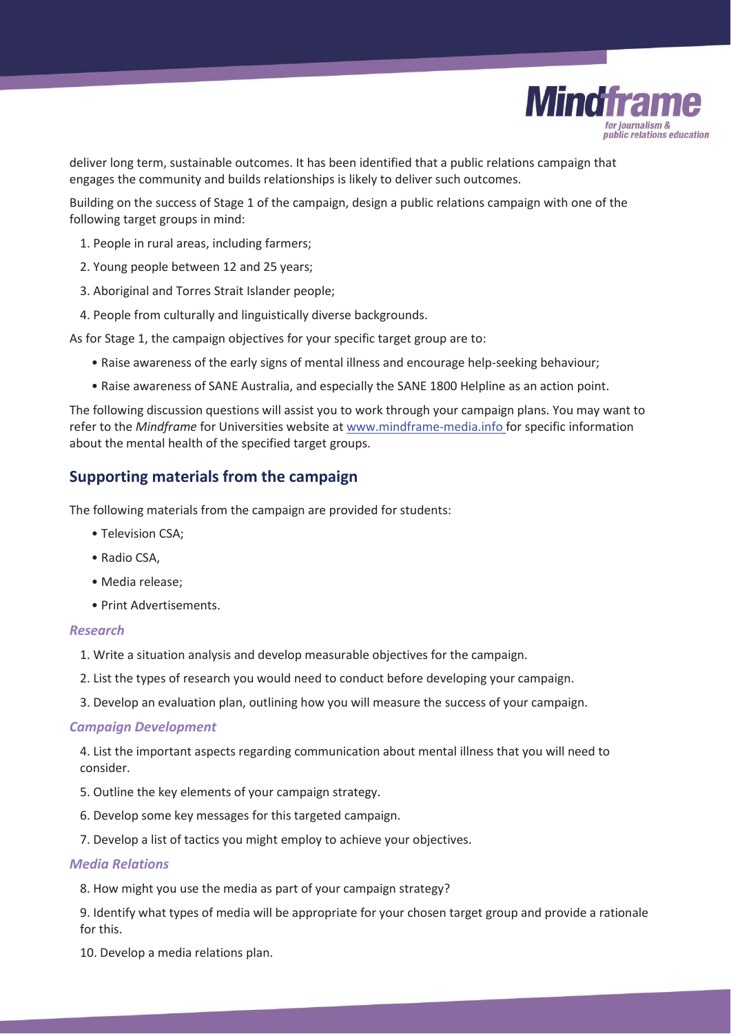deliver long term, sustainable outcomes. It has been identified that a public relations campaign that engages the community and builds relationships is likely to deliver such outcomes.

Building on the success of Stage 1 of the campaign, design a public relations campaign with one of the following target groups in mind:

1. People in rural areas, including farmers;
2. Young people between 12 and 25 years;
3. Aboriginal and Torres Strait Islander people;
4. People from culturally and linguistically diverse backgrounds.

As for Stage 1, the campaign objectives for your specific target group are to:

- Raise awareness of the early signs of mental illness and encourage help-seeking behaviour;
- Raise awareness of SANE Australia, and especially the SANE 1800 Helpline as an action point.

The following discussion questions will assist you to work through your campaign plans. You may want to refer to the *Mindframe* for Universities website at www.mindframe-media.info for specific information about the mental health of the specified target groups.

## Supporting materials from the campaign

The following materials from the campaign are provided for students:

- Television CSA;
- Radio CSA,
- Media release;
- Print Advertisements.

### *Research*

1. Write a situation analysis and develop measurable objectives for the campaign.
2. List the types of research you would need to conduct before developing your campaign.
3. Develop an evaluation plan, outlining how you will measure the success of your campaign.

### *Campaign Development*

4. List the important aspects regarding communication about mental illness that you will need to consider.
5. Outline the key elements of your campaign strategy.
6. Develop some key messages for this targeted campaign.
7. Develop a list of tactics you might employ to achieve your objectives.

### *Media Relations*

8. How might you use the media as part of your campaign strategy?
9. Identify what types of media will be appropriate for your chosen target group and provide a rationale for this.
10. Develop a media relations plan.